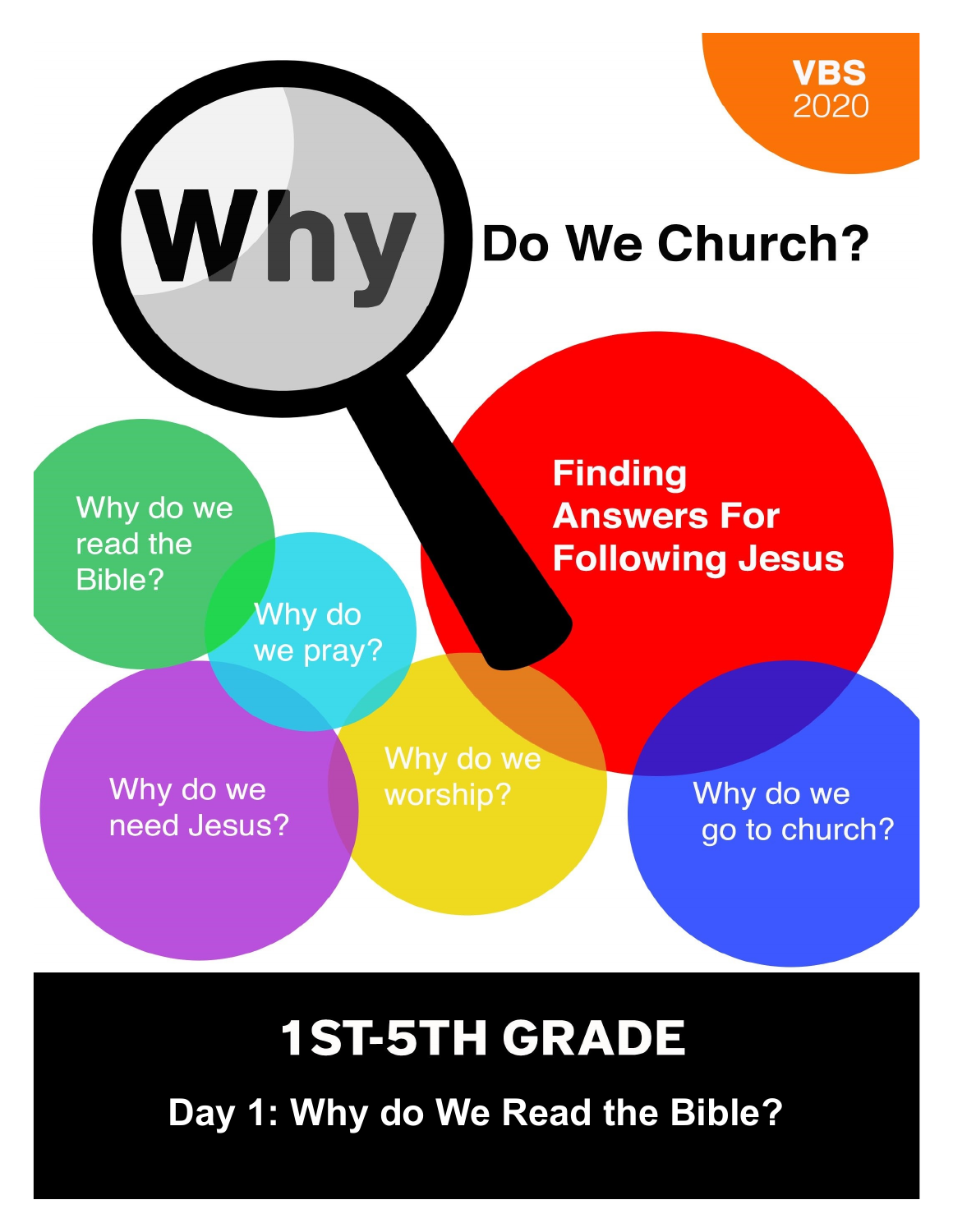VBS 2020

# Why Do We Church?

**Finding Answers For Following Jesus**

Why do we read the Bible?

Why do we pray?

Why do we need Jesus?

Why do we worship?

Why do we go to church?

## 1ST-5TH GRADE

### Day 1: Why do We Read the Bible?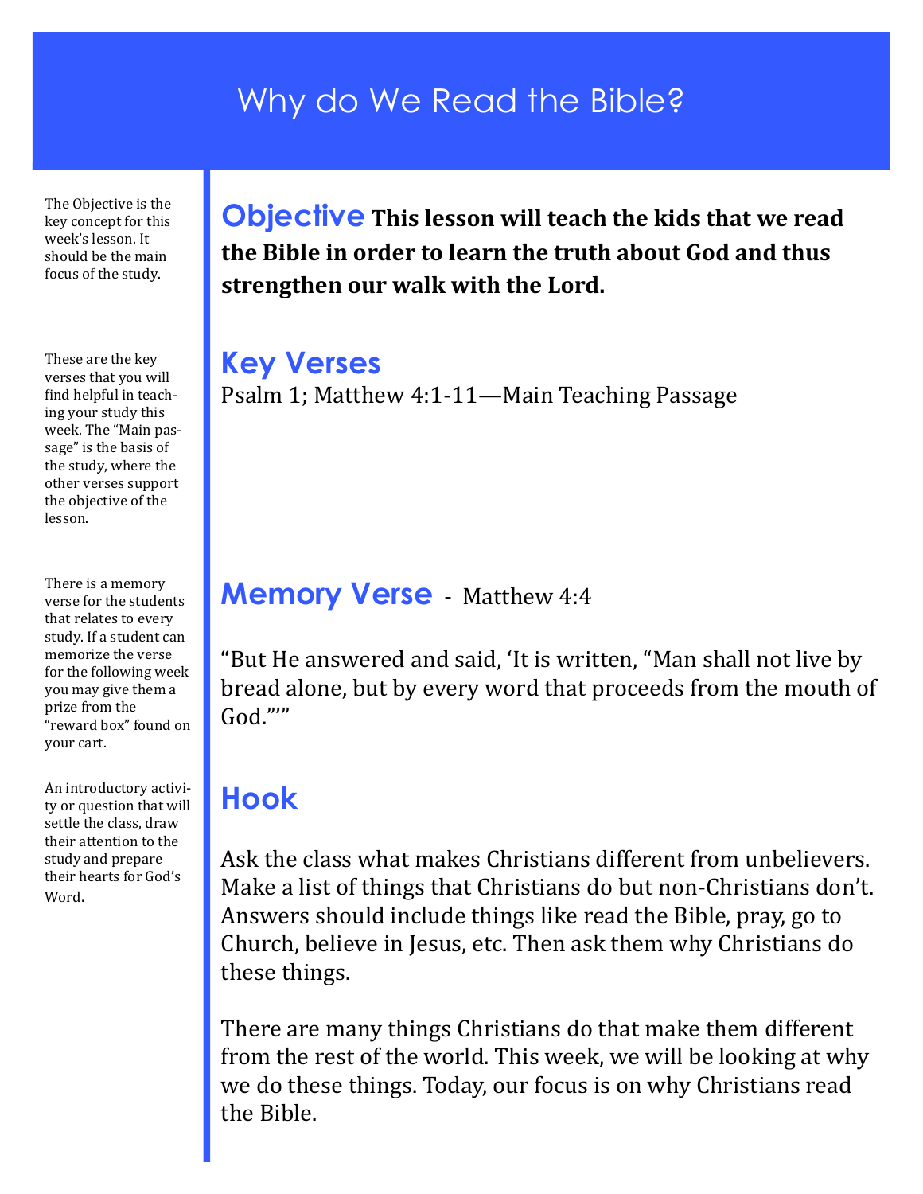# Why do We Read the Bible?

The Objective is the key concept for this week's lesson. It should be the main focus of the study.

## Objective

**This lesson will teach the kids that we read the Bible in order to learn the truth about God and thus strengthen our walk with the Lord.**

These are the key verses that you will find helpful in teaching your study this week. The "Main passage" is the basis of the study, where the other verses support the objective of the lesson.

## Key Verses

Psalm 1; Matthew 4:1-11—Main Teaching Passage

There is a memory verse for the students that relates to every study. If a student can memorize the verse for the following week you may give them a prize from the "reward box" found on your cart.

## Memory Verse - Matthew 4:4

"But He answered and said, 'It is written, "Man shall not live by bread alone, but by every word that proceeds from the mouth of God."'"

An introductory activity or question that will settle the class, draw their attention to the study and prepare their hearts for God's Word.

## Hook

Ask the class what makes Christians different from unbelievers. Make a list of things that Christians do but non-Christians don't. Answers should include things like read the Bible, pray, go to Church, believe in Jesus, etc. Then ask them why Christians do these things.

There are many things Christians do that make them different from the rest of the world. This week, we will be looking at why we do these things. Today, our focus is on why Christians read the Bible.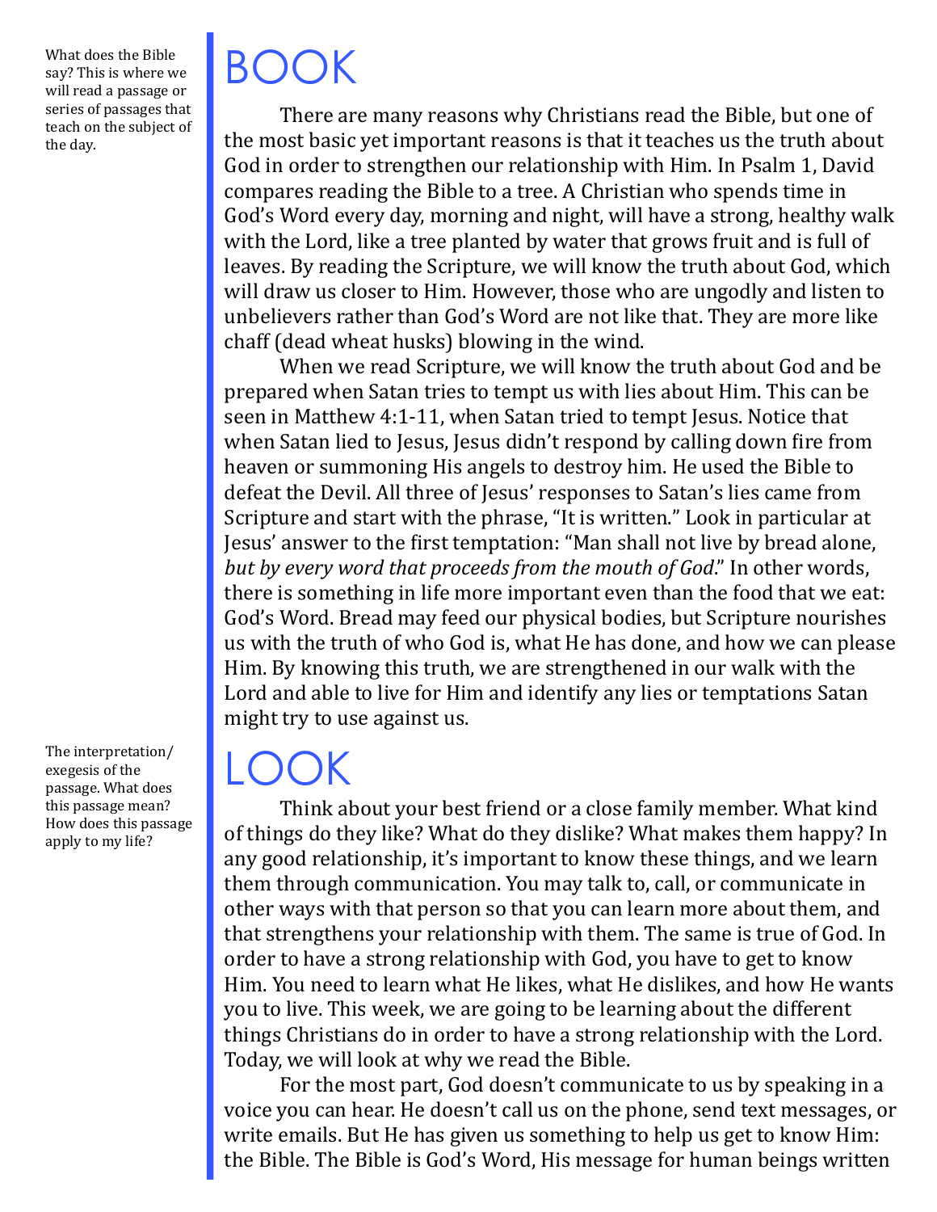What does the Bible say? This is where we will read a passage or series of passages that teach on the subject of the day.

# BOOK

There are many reasons why Christians read the Bible, but one of the most basic yet important reasons is that it teaches us the truth about God in order to strengthen our relationship with Him. In Psalm 1, David compares reading the Bible to a tree. A Christian who spends time in God's Word every day, morning and night, will have a strong, healthy walk with the Lord, like a tree planted by water that grows fruit and is full of leaves. By reading the Scripture, we will know the truth about God, which will draw us closer to Him. However, those who are ungodly and listen to unbelievers rather than God's Word are not like that. They are more like chaff (dead wheat husks) blowing in the wind.

When we read Scripture, we will know the truth about God and be prepared when Satan tries to tempt us with lies about Him. This can be seen in Matthew 4:1-11, when Satan tried to tempt Jesus. Notice that when Satan lied to Jesus, Jesus didn't respond by calling down fire from heaven or summoning His angels to destroy him. He used the Bible to defeat the Devil. All three of Jesus' responses to Satan's lies came from Scripture and start with the phrase, "It is written." Look in particular at Jesus' answer to the first temptation: "Man shall not live by bread alone, *but by every word that proceeds from the mouth of God*." In other words, there is something in life more important even than the food that we eat: God's Word. Bread may feed our physical bodies, but Scripture nourishes us with the truth of who God is, what He has done, and how we can please Him. By knowing this truth, we are strengthened in our walk with the Lord and able to live for Him and identify any lies or temptations Satan might try to use against us.

The interpretation/exegesis of the passage. What does this passage mean? How does this passage apply to my life?

# LOOK

Think about your best friend or a close family member. What kind of things do they like? What do they dislike? What makes them happy? In any good relationship, it's important to know these things, and we learn them through communication. You may talk to, call, or communicate in other ways with that person so that you can learn more about them, and that strengthens your relationship with them. The same is true of God. In order to have a strong relationship with God, you have to get to know Him. You need to learn what He likes, what He dislikes, and how He wants you to live. This week, we are going to be learning about the different things Christians do in order to have a strong relationship with the Lord. Today, we will look at why we read the Bible.

For the most part, God doesn't communicate to us by speaking in a voice you can hear. He doesn't call us on the phone, send text messages, or write emails. But He has given us something to help us get to know Him: the Bible. The Bible is God's Word, His message for human beings written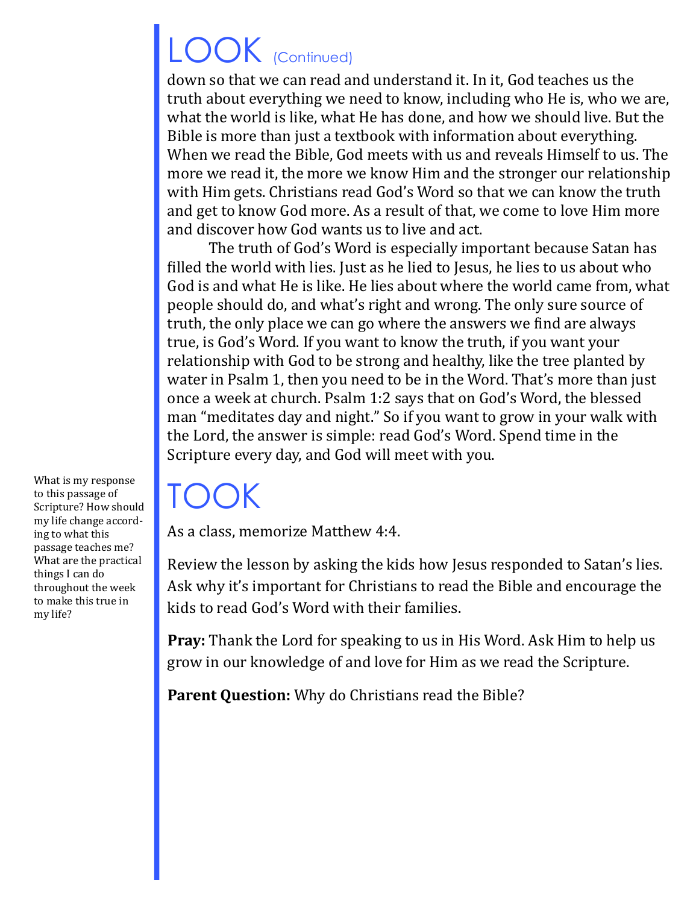## LOOK (Continued)

down so that we can read and understand it. In it, God teaches us the truth about everything we need to know, including who He is, who we are, what the world is like, what He has done, and how we should live. But the Bible is more than just a textbook with information about everything. When we read the Bible, God meets with us and reveals Himself to us. The more we read it, the more we know Him and the stronger our relationship with Him gets. Christians read God's Word so that we can know the truth and get to know God more. As a result of that, we come to love Him more and discover how God wants us to live and act.

The truth of God's Word is especially important because Satan has filled the world with lies. Just as he lied to Jesus, he lies to us about who God is and what He is like. He lies about where the world came from, what people should do, and what's right and wrong. The only sure source of truth, the only place we can go where the answers we find are always true, is God's Word. If you want to know the truth, if you want your relationship with God to be strong and healthy, like the tree planted by water in Psalm 1, then you need to be in the Word. That's more than just once a week at church. Psalm 1:2 says that on God's Word, the blessed man "meditates day and night." So if you want to grow in your walk with the Lord, the answer is simple: read God's Word. Spend time in the Scripture every day, and God will meet with you.

## TOOK

What is my response to this passage of Scripture? How should my life change according to what this passage teaches me? What are the practical things I can do throughout the week to make this true in my life?

As a class, memorize Matthew 4:4.

Review the lesson by asking the kids how Jesus responded to Satan's lies. Ask why it's important for Christians to read the Bible and encourage the kids to read God's Word with their families.

**Pray:** Thank the Lord for speaking to us in His Word. Ask Him to help us grow in our knowledge of and love for Him as we read the Scripture.

**Parent Question:** Why do Christians read the Bible?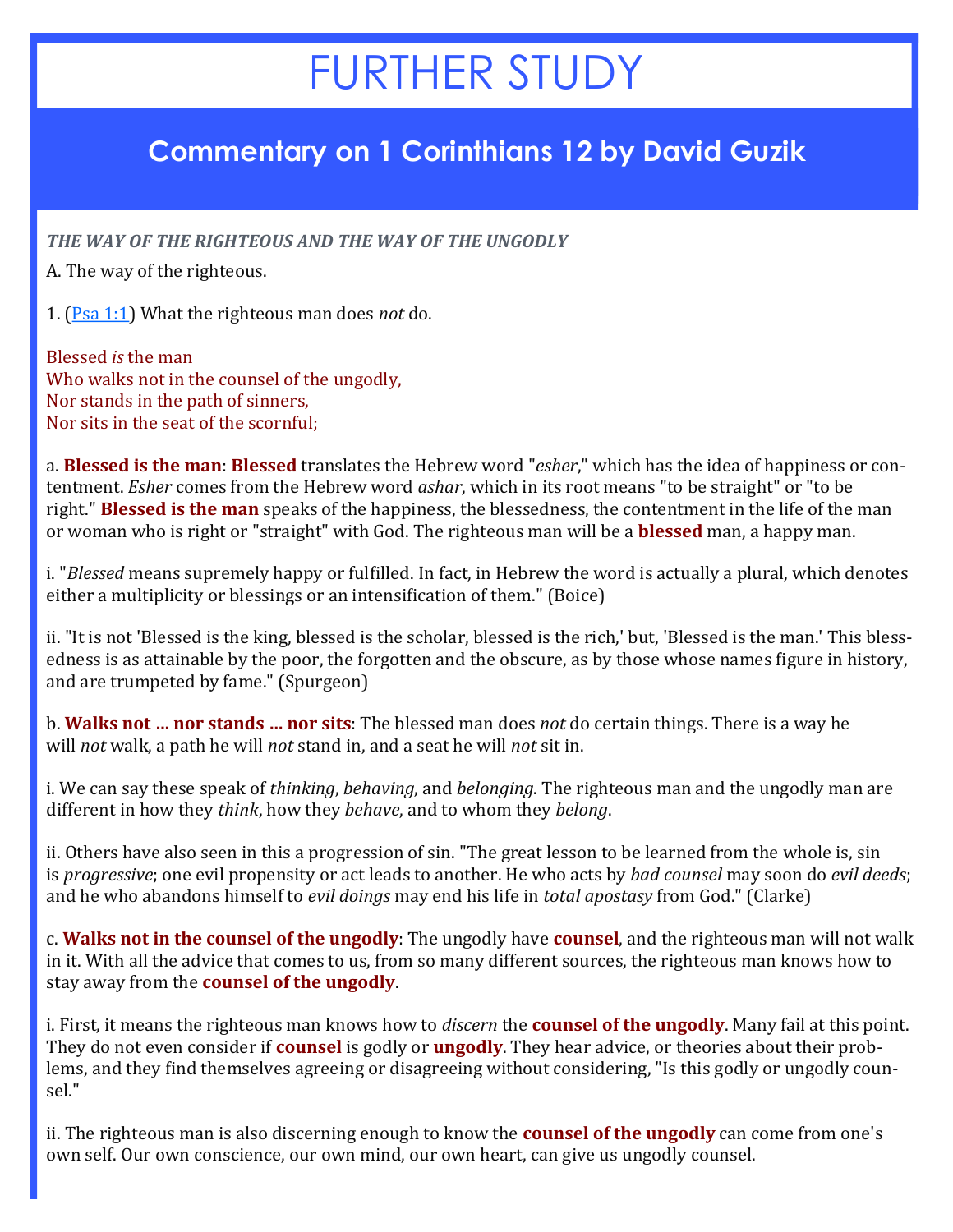# FURTHER STUDY

## Commentary on 1 Corinthians 12 by David Guzik

***THE WAY OF THE RIGHTEOUS AND THE WAY OF THE UNGODLY***

A. The way of the righteous.

1. (Psa 1:1) What the righteous man does *not* do.

Blessed *is* the man
Who walks not in the counsel of the ungodly,
Nor stands in the path of sinners,
Nor sits in the seat of the scornful;

a. **Blessed is the man**: **Blessed** translates the Hebrew word "*esher*," which has the idea of happiness or contentment. *Esher* comes from the Hebrew word *ashar*, which in its root means "to be straight" or "to be right." **Blessed is the man** speaks of the happiness, the blessedness, the contentment in the life of the man or woman who is right or "straight" with God. The righteous man will be a **blessed** man, a happy man.

i. "*Blessed* means supremely happy or fulfilled. In fact, in Hebrew the word is actually a plural, which denotes either a multiplicity or blessings or an intensification of them." (Boice)

ii. "It is not 'Blessed is the king, blessed is the scholar, blessed is the rich,' but, 'Blessed is the man.' This blessedness is as attainable by the poor, the forgotten and the obscure, as by those whose names figure in history, and are trumpeted by fame." (Spurgeon)

b. **Walks not ... nor stands ... nor sits**: The blessed man does *not* do certain things. There is a way he will *not* walk, a path he will *not* stand in, and a seat he will *not* sit in.

i. We can say these speak of *thinking*, *behaving*, and *belonging*. The righteous man and the ungodly man are different in how they *think*, how they *behave*, and to whom they *belong*.

ii. Others have also seen in this a progression of sin. "The great lesson to be learned from the whole is, sin is *progressive*; one evil propensity or act leads to another. He who acts by *bad counsel* may soon do *evil deeds*; and he who abandons himself to *evil doings* may end his life in *total apostasy* from God." (Clarke)

c. **Walks not in the counsel of the ungodly**: The ungodly have **counsel**, and the righteous man will not walk in it. With all the advice that comes to us, from so many different sources, the righteous man knows how to stay away from the **counsel of the ungodly**.

i. First, it means the righteous man knows how to *discern* the **counsel of the ungodly**. Many fail at this point. They do not even consider if **counsel** is godly or **ungodly**. They hear advice, or theories about their problems, and they find themselves agreeing or disagreeing without considering, "Is this godly or ungodly counsel."

ii. The righteous man is also discerning enough to know the **counsel of the ungodly** can come from one's own self. Our own conscience, our own mind, our own heart, can give us ungodly counsel.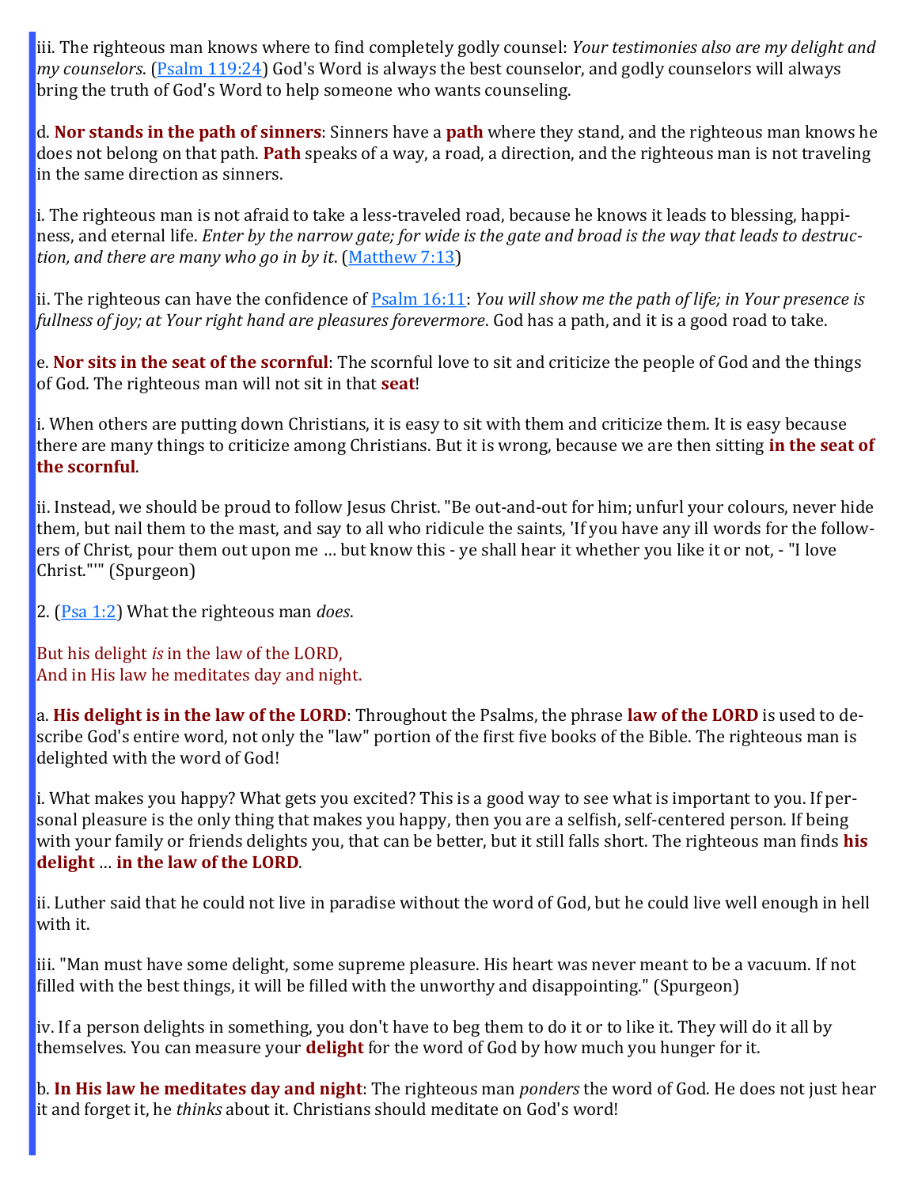iii. The righteous man knows where to find completely godly counsel: *Your testimonies also are my delight and my counselors*. (Psalm 119:24) God's Word is always the best counselor, and godly counselors will always bring the truth of God's Word to help someone who wants counseling.

d. **Nor stands in the path of sinners**: Sinners have a **path** where they stand, and the righteous man knows he does not belong on that path. **Path** speaks of a way, a road, a direction, and the righteous man is not traveling in the same direction as sinners.

i. The righteous man is not afraid to take a less-traveled road, because he knows it leads to blessing, happiness, and eternal life. *Enter by the narrow gate; for wide is the gate and broad is the way that leads to destruction, and there are many who go in by it*. (Matthew 7:13)

ii. The righteous can have the confidence of Psalm 16:11: *You will show me the path of life; in Your presence is fullness of joy; at Your right hand are pleasures forevermore*. God has a path, and it is a good road to take.

e. **Nor sits in the seat of the scornful**: The scornful love to sit and criticize the people of God and the things of God. The righteous man will not sit in that **seat**!

i. When others are putting down Christians, it is easy to sit with them and criticize them. It is easy because there are many things to criticize among Christians. But it is wrong, because we are then sitting **in the seat of the scornful**.

ii. Instead, we should be proud to follow Jesus Christ. "Be out-and-out for him; unfurl your colours, never hide them, but nail them to the mast, and say to all who ridicule the saints, 'If you have any ill words for the followers of Christ, pour them out upon me … but know this - ye shall hear it whether you like it or not, - "I love Christ."'" (Spurgeon)

2. (Psa 1:2) What the righteous man *does*.

But his delight *is* in the law of the LORD,
And in His law he meditates day and night.

a. **His delight is in the law of the LORD**: Throughout the Psalms, the phrase **law of the LORD** is used to describe God's entire word, not only the "law" portion of the first five books of the Bible. The righteous man is delighted with the word of God!

i. What makes you happy? What gets you excited? This is a good way to see what is important to you. If personal pleasure is the only thing that makes you happy, then you are a selfish, self-centered person. If being with your family or friends delights you, that can be better, but it still falls short. The righteous man finds **his delight** … **in the law of the LORD**.

ii. Luther said that he could not live in paradise without the word of God, but he could live well enough in hell with it.

iii. "Man must have some delight, some supreme pleasure. His heart was never meant to be a vacuum. If not filled with the best things, it will be filled with the unworthy and disappointing." (Spurgeon)

iv. If a person delights in something, you don't have to beg them to do it or to like it. They will do it all by themselves. You can measure your **delight** for the word of God by how much you hunger for it.

b. **In His law he meditates day and night**: The righteous man *ponders* the word of God. He does not just hear it and forget it, he *thinks* about it. Christians should meditate on God's word!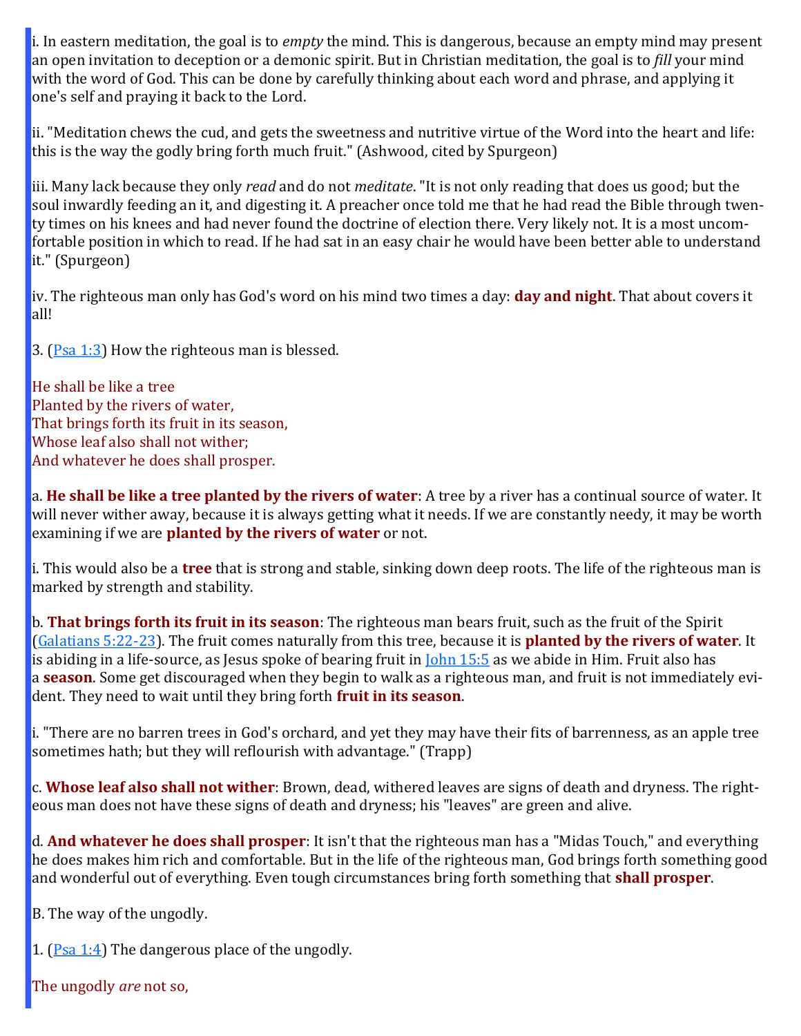i. In eastern meditation, the goal is to *empty* the mind. This is dangerous, because an empty mind may present an open invitation to deception or a demonic spirit. But in Christian meditation, the goal is to *fill* your mind with the word of God. This can be done by carefully thinking about each word and phrase, and applying it one's self and praying it back to the Lord.

ii. "Meditation chews the cud, and gets the sweetness and nutritive virtue of the Word into the heart and life: this is the way the godly bring forth much fruit." (Ashwood, cited by Spurgeon)

iii. Many lack because they only *read* and do not *meditate*. "It is not only reading that does us good; but the soul inwardly feeding an it, and digesting it. A preacher once told me that he had read the Bible through twenty times on his knees and had never found the doctrine of election there. Very likely not. It is a most uncomfortable position in which to read. If he had sat in an easy chair he would have been better able to understand it." (Spurgeon)

iv. The righteous man only has God's word on his mind two times a day: **day and night**. That about covers it all!

3. (Psa 1:3) How the righteous man is blessed.

He shall be like a tree
Planted by the rivers of water,
That brings forth its fruit in its season,
Whose leaf also shall not wither;
And whatever he does shall prosper.

a. **He shall be like a tree planted by the rivers of water**: A tree by a river has a continual source of water. It will never wither away, because it is always getting what it needs. If we are constantly needy, it may be worth examining if we are **planted by the rivers of water** or not.

i. This would also be a **tree** that is strong and stable, sinking down deep roots. The life of the righteous man is marked by strength and stability.

b. **That brings forth its fruit in its season**: The righteous man bears fruit, such as the fruit of the Spirit (Galatians 5:22-23). The fruit comes naturally from this tree, because it is **planted by the rivers of water**. It is abiding in a life-source, as Jesus spoke of bearing fruit in John 15:5 as we abide in Him. Fruit also has a **season**. Some get discouraged when they begin to walk as a righteous man, and fruit is not immediately evident. They need to wait until they bring forth **fruit in its season**.

i. "There are no barren trees in God's orchard, and yet they may have their fits of barrenness, as an apple tree sometimes hath; but they will reflourish with advantage." (Trapp)

c. **Whose leaf also shall not wither**: Brown, dead, withered leaves are signs of death and dryness. The righteous man does not have these signs of death and dryness; his "leaves" are green and alive.

d. **And whatever he does shall prosper**: It isn't that the righteous man has a "Midas Touch," and everything he does makes him rich and comfortable. But in the life of the righteous man, God brings forth something good and wonderful out of everything. Even tough circumstances bring forth something that **shall prosper**.

B. The way of the ungodly.

1. (Psa 1:4) The dangerous place of the ungodly.

The ungodly *are* not so,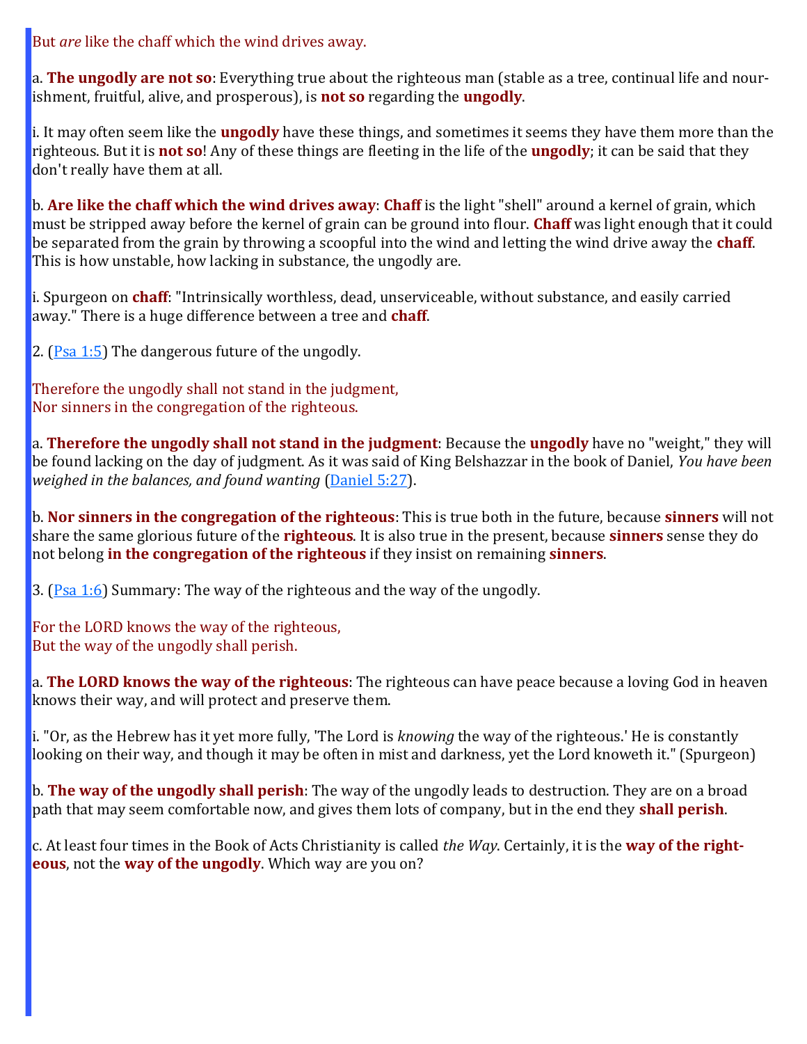But *are* like the chaff which the wind drives away.

a. **The ungodly are not so**: Everything true about the righteous man (stable as a tree, continual life and nourishment, fruitful, alive, and prosperous), is **not so** regarding the **ungodly**.

i. It may often seem like the **ungodly** have these things, and sometimes it seems they have them more than the righteous. But it is **not so**! Any of these things are fleeting in the life of the **ungodly**; it can be said that they don't really have them at all.

b. **Are like the chaff which the wind drives away**: **Chaff** is the light "shell" around a kernel of grain, which must be stripped away before the kernel of grain can be ground into flour. **Chaff** was light enough that it could be separated from the grain by throwing a scoopful into the wind and letting the wind drive away the **chaff**. This is how unstable, how lacking in substance, the ungodly are.

i. Spurgeon on **chaff**: "Intrinsically worthless, dead, unserviceable, without substance, and easily carried away." There is a huge difference between a tree and **chaff**.

2. (Psa 1:5) The dangerous future of the ungodly.

Therefore the ungodly shall not stand in the judgment,
Nor sinners in the congregation of the righteous.

a. **Therefore the ungodly shall not stand in the judgment**: Because the **ungodly** have no "weight," they will be found lacking on the day of judgment. As it was said of King Belshazzar in the book of Daniel, *You have been weighed in the balances, and found wanting* (Daniel 5:27).

b. **Nor sinners in the congregation of the righteous**: This is true both in the future, because **sinners** will not share the same glorious future of the **righteous**. It is also true in the present, because **sinners** sense they do not belong **in the congregation of the righteous** if they insist on remaining **sinners**.

3. (Psa 1:6) Summary: The way of the righteous and the way of the ungodly.

For the LORD knows the way of the righteous,
But the way of the ungodly shall perish.

a. **The LORD knows the way of the righteous**: The righteous can have peace because a loving God in heaven knows their way, and will protect and preserve them.

i. "Or, as the Hebrew has it yet more fully, 'The Lord is *knowing* the way of the righteous.' He is constantly looking on their way, and though it may be often in mist and darkness, yet the Lord knoweth it." (Spurgeon)

b. **The way of the ungodly shall perish**: The way of the ungodly leads to destruction. They are on a broad path that may seem comfortable now, and gives them lots of company, but in the end they **shall perish**.

c. At least four times in the Book of Acts Christianity is called *the Way*. Certainly, it is the **way of the righteous**, not the **way of the ungodly**. Which way are you on?